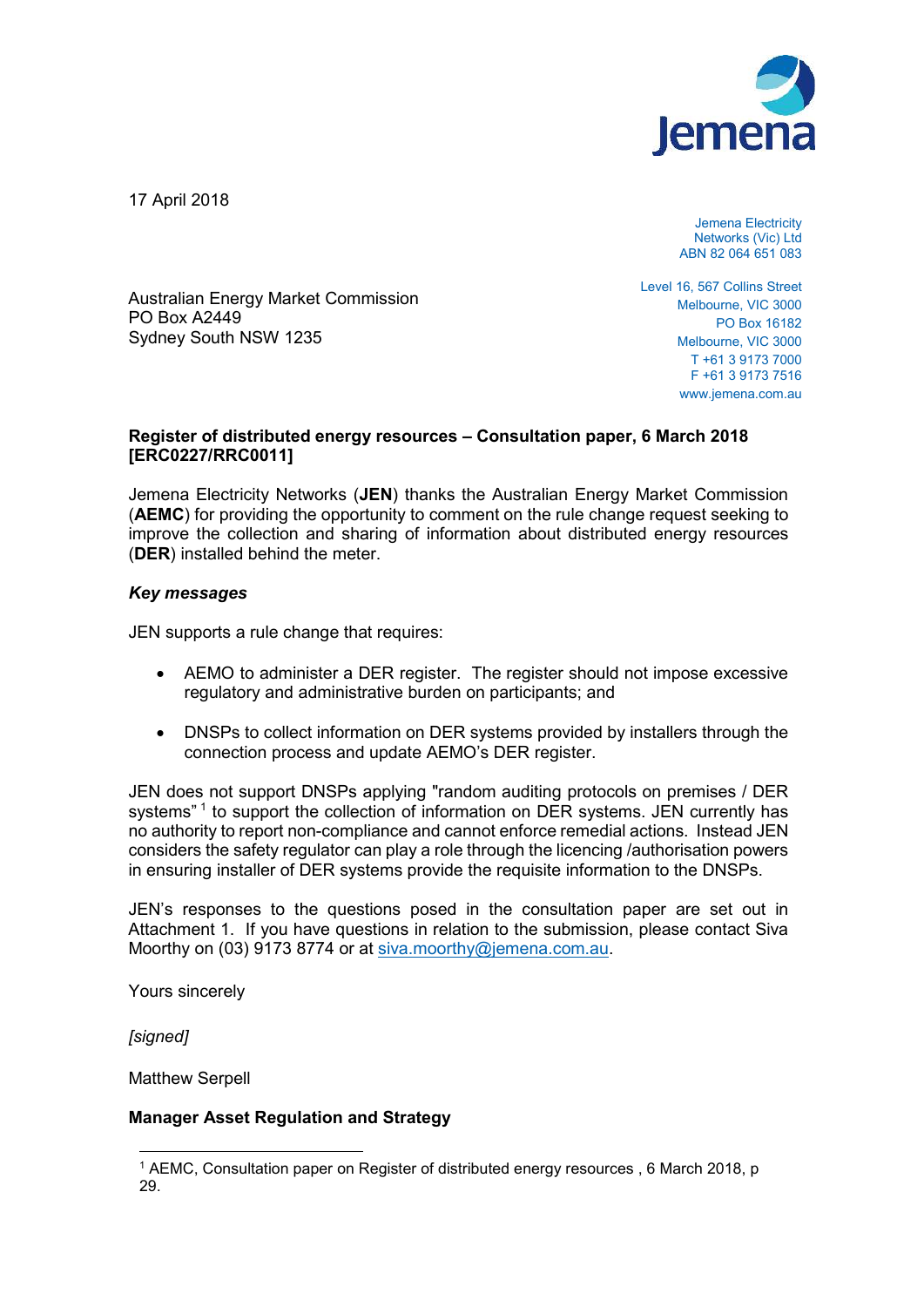17 April 2018

Jemena Electricity Networks (Vic) Ltd
ABN 82 064 651 083

Level 16, 567 Collins Street
Melbourne, VIC 3000
PO Box 16182
Melbourne, VIC 3000
T +61 3 9173 7000
F +61 3 9173 7516
www.jemena.com.au

Australian Energy Market Commission
PO Box A2449
Sydney South NSW 1235

**Register of distributed energy resources – Consultation paper, 6 March 2018 [ERC0227/RRC0011]**

Jemena Electricity Networks (**JEN**) thanks the Australian Energy Market Commission (**AEMC**) for providing the opportunity to comment on the rule change request seeking to improve the collection and sharing of information about distributed energy resources (**DER**) installed behind the meter.

***Key messages***

JEN supports a rule change that requires:

- AEMO to administer a DER register. The register should not impose excessive regulatory and administrative burden on participants; and
- DNSPs to collect information on DER systems provided by installers through the connection process and update AEMO's DER register.

JEN does not support DNSPs applying "random auditing protocols on premises / DER systems" [1] to support the collection of information on DER systems. JEN currently has no authority to report non-compliance and cannot enforce remedial actions. Instead JEN considers the safety regulator can play a role through the licencing /authorisation powers in ensuring installer of DER systems provide the requisite information to the DNSPs.

JEN's responses to the questions posed in the consultation paper are set out in Attachment 1. If you have questions in relation to the submission, please contact Siva Moorthy on (03) 9173 8774 or at siva.moorthy@jemena.com.au.

Yours sincerely

*[signed]*

Matthew Serpell

**Manager Asset Regulation and Strategy**

[1] AEMC, Consultation paper on Register of distributed energy resources , 6 March 2018, p 29.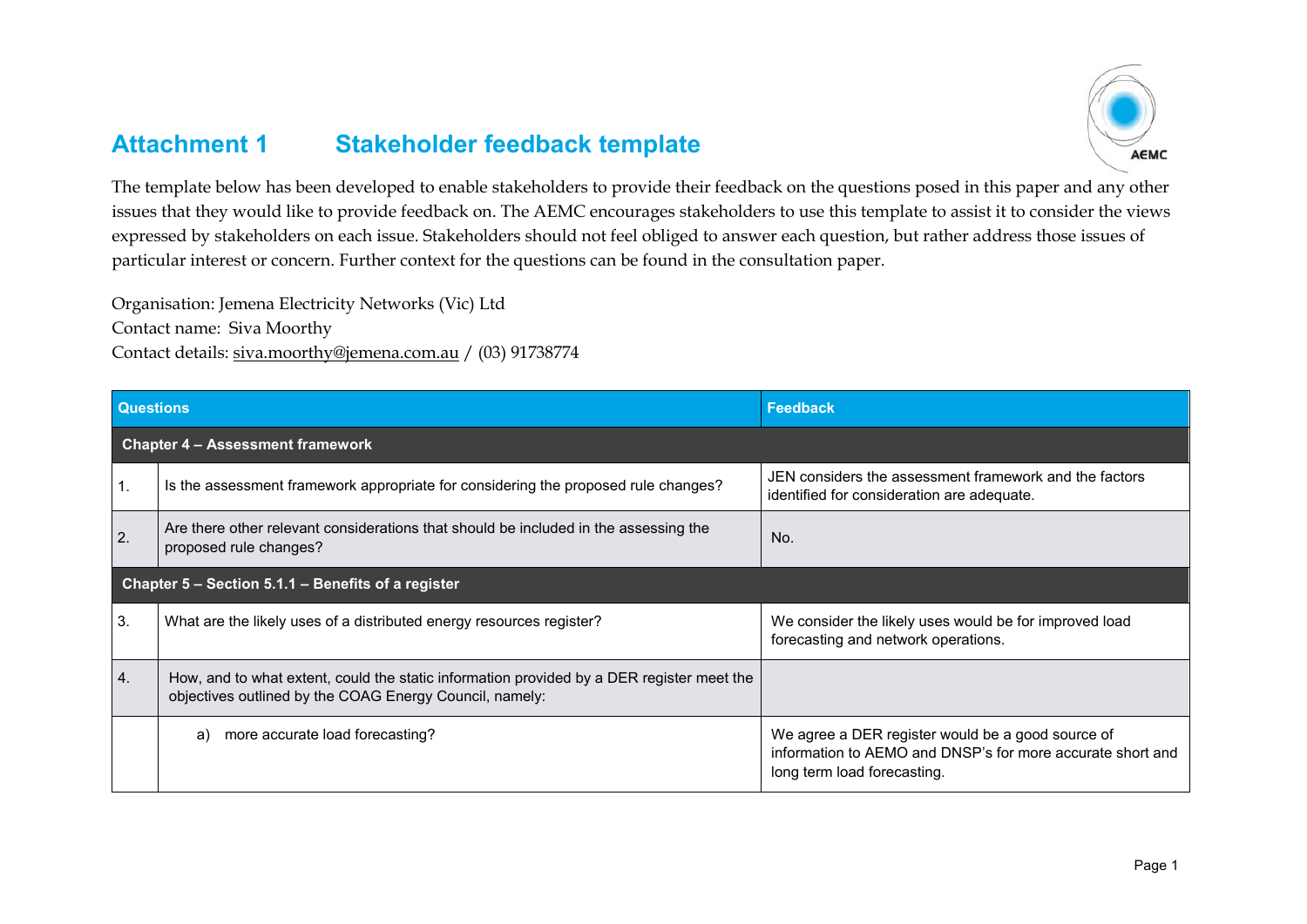# Attachment 1 Stakeholder feedback template

The template below has been developed to enable stakeholders to provide their feedback on the questions posed in this paper and any other issues that they would like to provide feedback on. The AEMC encourages stakeholders to use this template to assist it to consider the views expressed by stakeholders on each issue. Stakeholders should not feel obliged to answer each question, but rather address those issues of particular interest or concern. Further context for the questions can be found in the consultation paper.

Organisation: Jemena Electricity Networks (Vic) Ltd
Contact name: Siva Moorthy
Contact details: siva.moorthy@jemena.com.au / (03) 91738774

| | Questions | Feedback |
|---|---|---|
| **Chapter 4 – Assessment framework** | | |
| 1. | Is the assessment framework appropriate for considering the proposed rule changes? | JEN considers the assessment framework and the factors identified for consideration are adequate. |
| 2. | Are there other relevant considerations that should be included in the assessing the proposed rule changes? | No. |
| **Chapter 5 – Section 5.1.1 – Benefits of a register** | | |
| 3. | What are the likely uses of a distributed energy resources register? | We consider the likely uses would be for improved load forecasting and network operations. |
| 4. | How, and to what extent, could the static information provided by a DER register meet the objectives outlined by the COAG Energy Council, namely: | |
| | a) more accurate load forecasting? | We agree a DER register would be a good source of information to AEMO and DNSP's for more accurate short and long term load forecasting. |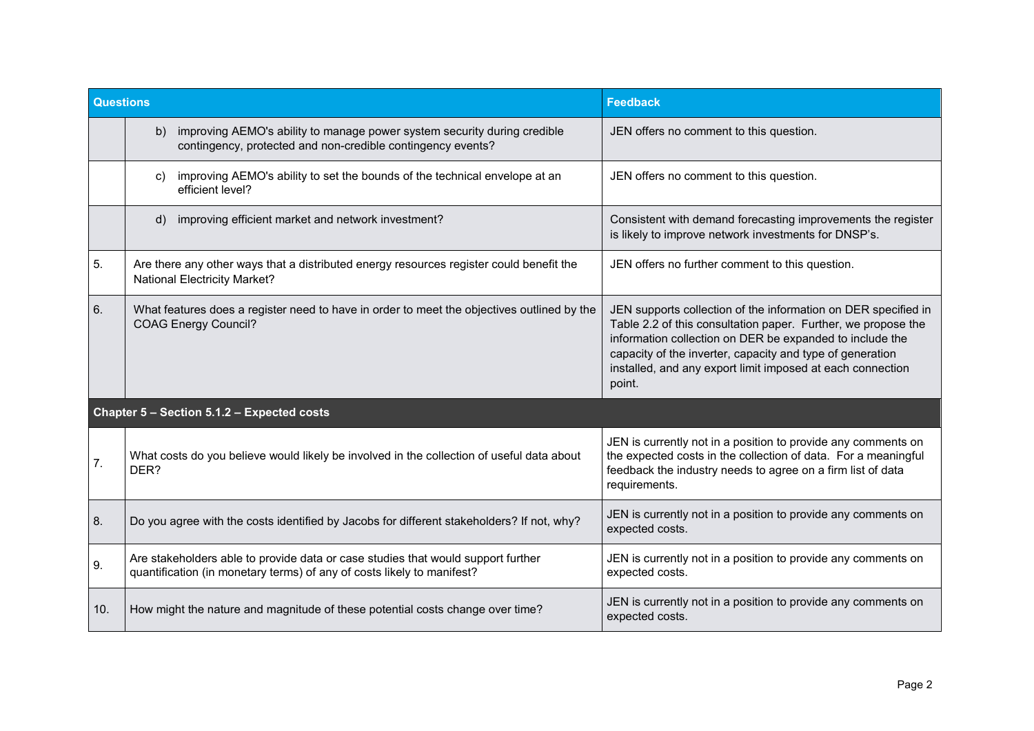| | Questions | Feedback |
|---|---|---|
| | b) improving AEMO's ability to manage power system security during credible contingency, protected and non-credible contingency events? | JEN offers no comment to this question. |
| | c) improving AEMO's ability to set the bounds of the technical envelope at an efficient level? | JEN offers no comment to this question. |
| | d) improving efficient market and network investment? | Consistent with demand forecasting improvements the register is likely to improve network investments for DNSP's. |
| 5. | Are there any other ways that a distributed energy resources register could benefit the National Electricity Market? | JEN offers no further comment to this question. |
| 6. | What features does a register need to have in order to meet the objectives outlined by the COAG Energy Council? | JEN supports collection of the information on DER specified in Table 2.2 of this consultation paper. Further, we propose the information collection on DER be expanded to include the capacity of the inverter, capacity and type of generation installed, and any export limit imposed at each connection point. |
| **Chapter 5 – Section 5.1.2 – Expected costs** | | |
| 7. | What costs do you believe would likely be involved in the collection of useful data about DER? | JEN is currently not in a position to provide any comments on the expected costs in the collection of data. For a meaningful feedback the industry needs to agree on a firm list of data requirements. |
| 8. | Do you agree with the costs identified by Jacobs for different stakeholders? If not, why? | JEN is currently not in a position to provide any comments on expected costs. |
| 9. | Are stakeholders able to provide data or case studies that would support further quantification (in monetary terms) of any of costs likely to manifest? | JEN is currently not in a position to provide any comments on expected costs. |
| 10. | How might the nature and magnitude of these potential costs change over time? | JEN is currently not in a position to provide any comments on expected costs. |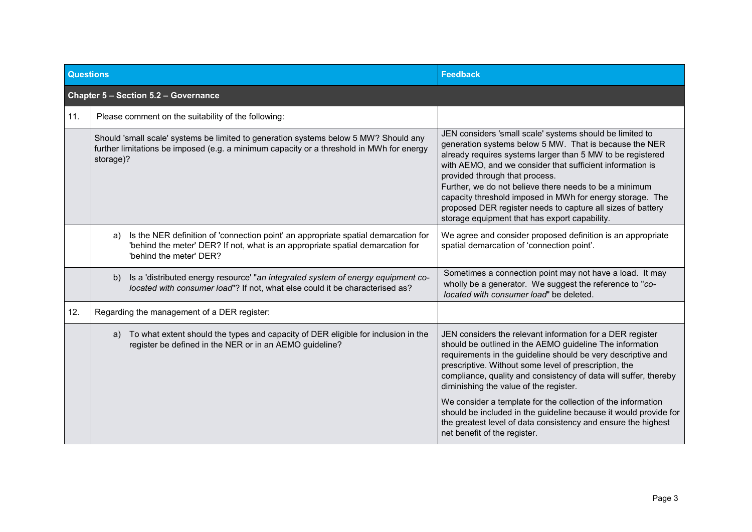| Questions | | Feedback |
|---|---|---|
| **Chapter 5 – Section 5.2 – Governance** | | |
| 11. | Please comment on the suitability of the following: | |
| | Should 'small scale' systems be limited to generation systems below 5 MW? Should any further limitations be imposed (e.g. a minimum capacity or a threshold in MWh for energy storage)? | JEN considers 'small scale' systems should be limited to generation systems below 5 MW. That is because the NER already requires systems larger than 5 MW to be registered with AEMO, and we consider that sufficient information is provided through that process.<br>Further, we do not believe there needs to be a minimum capacity threshold imposed in MWh for energy storage. The proposed DER register needs to capture all sizes of battery storage equipment that has export capability. |
| | a) Is the NER definition of 'connection point' an appropriate spatial demarcation for 'behind the meter' DER? If not, what is an appropriate spatial demarcation for 'behind the meter' DER? | We agree and consider proposed definition is an appropriate spatial demarcation of 'connection point'. |
| | b) Is a 'distributed energy resource' "*an integrated system of energy equipment co-located with consumer load*"? If not, what else could it be characterised as? | Sometimes a connection point may not have a load. It may wholly be a generator. We suggest the reference to "*co-located with consumer load*" be deleted. |
| 12. | Regarding the management of a DER register: | |
| | a) To what extent should the types and capacity of DER eligible for inclusion in the register be defined in the NER or in an AEMO guideline? | JEN considers the relevant information for a DER register should be outlined in the AEMO guideline The information requirements in the guideline should be very descriptive and prescriptive. Without some level of prescription, the compliance, quality and consistency of data will suffer, thereby diminishing the value of the register.<br><br>We consider a template for the collection of the information should be included in the guideline because it would provide for the greatest level of data consistency and ensure the highest net benefit of the register. |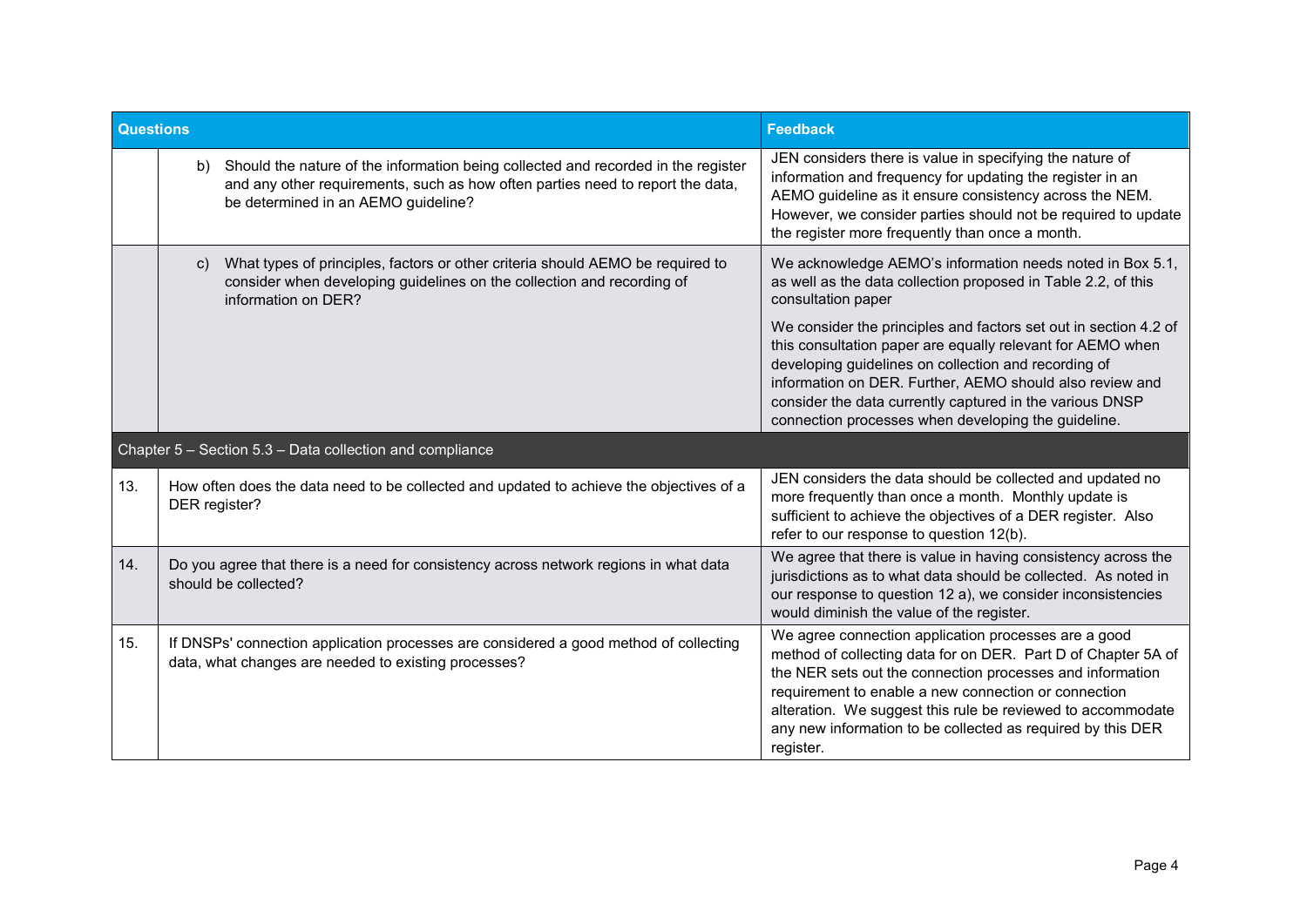| Questions | | Feedback |
|---|---|---|
| | b) Should the nature of the information being collected and recorded in the register and any other requirements, such as how often parties need to report the data, be determined in an AEMO guideline? | JEN considers there is value in specifying the nature of information and frequency for updating the register in an AEMO guideline as it ensure consistency across the NEM. However, we consider parties should not be required to update the register more frequently than once a month. |
| | c) What types of principles, factors or other criteria should AEMO be required to consider when developing guidelines on the collection and recording of information on DER? | We acknowledge AEMO's information needs noted in Box 5.1, as well as the data collection proposed in Table 2.2, of this consultation paper<br><br>We consider the principles and factors set out in section 4.2 of this consultation paper are equally relevant for AEMO when developing guidelines on collection and recording of information on DER. Further, AEMO should also review and consider the data currently captured in the various DNSP connection processes when developing the guideline. |
| Chapter 5 – Section 5.3 – Data collection and compliance | | |
| 13. | How often does the data need to be collected and updated to achieve the objectives of a DER register? | JEN considers the data should be collected and updated no more frequently than once a month. Monthly update is sufficient to achieve the objectives of a DER register. Also refer to our response to question 12(b). |
| 14. | Do you agree that there is a need for consistency across network regions in what data should be collected? | We agree that there is value in having consistency across the jurisdictions as to what data should be collected. As noted in our response to question 12 a), we consider inconsistencies would diminish the value of the register. |
| 15. | If DNSPs' connection application processes are considered a good method of collecting data, what changes are needed to existing processes? | We agree connection application processes are a good method of collecting data for on DER. Part D of Chapter 5A of the NER sets out the connection processes and information requirement to enable a new connection or connection alteration. We suggest this rule be reviewed to accommodate any new information to be collected as required by this DER register. |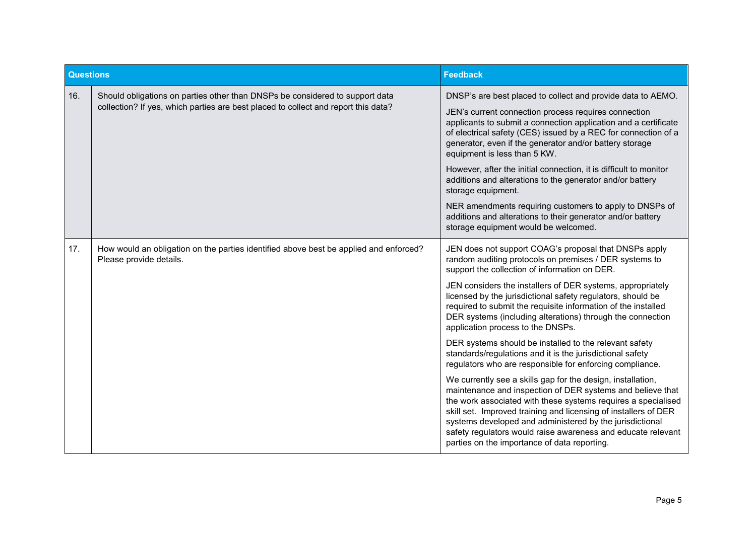| | Questions | Feedback |
|---|---|---|
| 16. | Should obligations on parties other than DNSPs be considered to support data collection? If yes, which parties are best placed to collect and report this data? | DNSP's are best placed to collect and provide data to AEMO.<br><br>JEN's current connection process requires connection applicants to submit a connection application and a certificate of electrical safety (CES) issued by a REC for connection of a generator, even if the generator and/or battery storage equipment is less than 5 KW.<br><br>However, after the initial connection, it is difficult to monitor additions and alterations to the generator and/or battery storage equipment.<br><br>NER amendments requiring customers to apply to DNSPs of additions and alterations to their generator and/or battery storage equipment would be welcomed. |
| 17. | How would an obligation on the parties identified above best be applied and enforced? Please provide details. | JEN does not support COAG's proposal that DNSPs apply random auditing protocols on premises / DER systems to support the collection of information on DER.<br><br>JEN considers the installers of DER systems, appropriately licensed by the jurisdictional safety regulators, should be required to submit the requisite information of the installed DER systems (including alterations) through the connection application process to the DNSPs.<br><br>DER systems should be installed to the relevant safety standards/regulations and it is the jurisdictional safety regulators who are responsible for enforcing compliance.<br><br>We currently see a skills gap for the design, installation, maintenance and inspection of DER systems and believe that the work associated with these systems requires a specialised skill set. Improved training and licensing of installers of DER systems developed and administered by the jurisdictional safety regulators would raise awareness and educate relevant parties on the importance of data reporting. |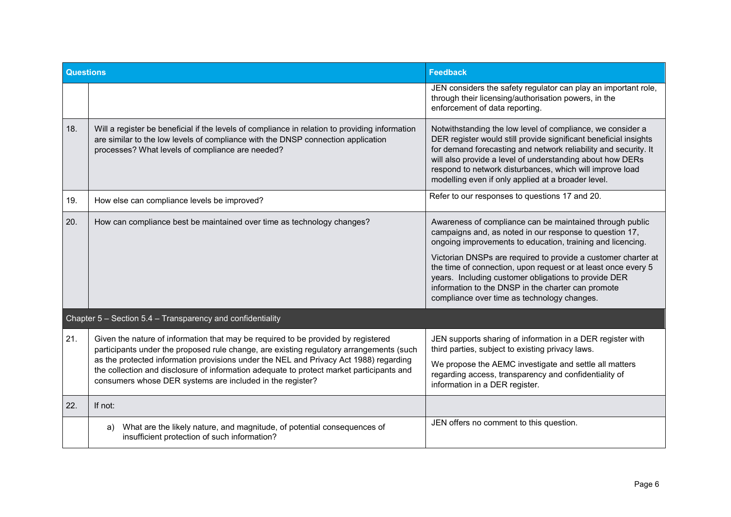| Questions | | Feedback |
|---|---|---|
| | | JEN considers the safety regulator can play an important role, through their licensing/authorisation powers, in the enforcement of data reporting. |
| 18. | Will a register be beneficial if the levels of compliance in relation to providing information are similar to the low levels of compliance with the DNSP connection application processes? What levels of compliance are needed? | Notwithstanding the low level of compliance, we consider a DER register would still provide significant beneficial insights for demand forecasting and network reliability and security. It will also provide a level of understanding about how DERs respond to network disturbances, which will improve load modelling even if only applied at a broader level. |
| 19. | How else can compliance levels be improved? | Refer to our responses to questions 17 and 20. |
| 20. | How can compliance best be maintained over time as technology changes? | Awareness of compliance can be maintained through public campaigns and, as noted in our response to question 17, ongoing improvements to education, training and licencing.<br><br>Victorian DNSPs are required to provide a customer charter at the time of connection, upon request or at least once every 5 years. Including customer obligations to provide DER information to the DNSP in the charter can promote compliance over time as technology changes. |
| **Chapter 5 – Section 5.4 – Transparency and confidentiality** | | |
| 21. | Given the nature of information that may be required to be provided by registered participants under the proposed rule change, are existing regulatory arrangements (such as the protected information provisions under the NEL and Privacy Act 1988) regarding the collection and disclosure of information adequate to protect market participants and consumers whose DER systems are included in the register? | JEN supports sharing of information in a DER register with third parties, subject to existing privacy laws.<br><br>We propose the AEMC investigate and settle all matters regarding access, transparency and confidentiality of information in a DER register. |
| 22. | If not: | |
| | a) What are the likely nature, and magnitude, of potential consequences of insufficient protection of such information? | JEN offers no comment to this question. |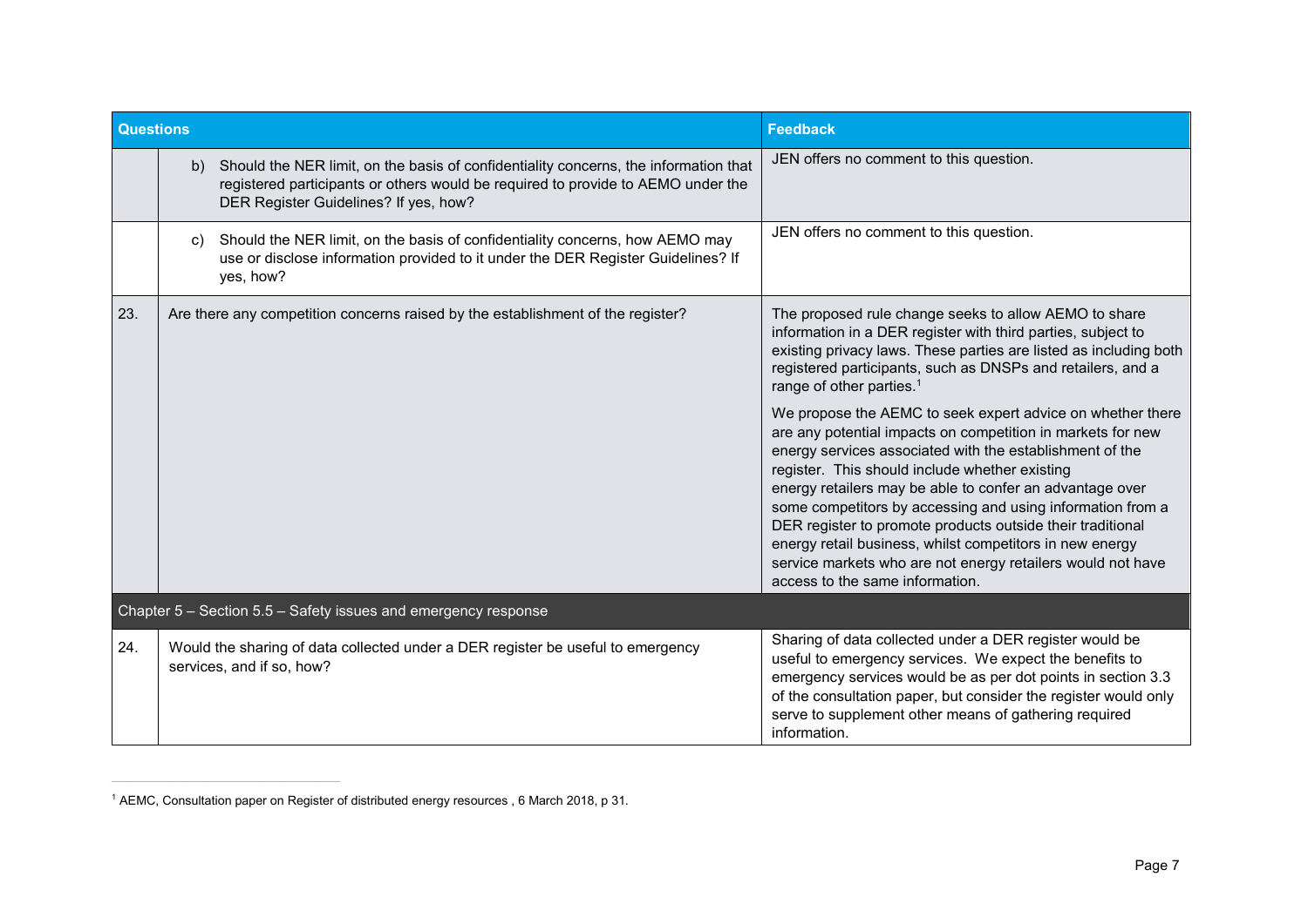| Questions | | Feedback |
|---|---|---|
| | b) Should the NER limit, on the basis of confidentiality concerns, the information that registered participants or others would be required to provide to AEMO under the DER Register Guidelines? If yes, how? | JEN offers no comment to this question. |
| | c) Should the NER limit, on the basis of confidentiality concerns, how AEMO may use or disclose information provided to it under the DER Register Guidelines? If yes, how? | JEN offers no comment to this question. |
| 23. | Are there any competition concerns raised by the establishment of the register? | The proposed rule change seeks to allow AEMO to share information in a DER register with third parties, subject to existing privacy laws. These parties are listed as including both registered participants, such as DNSPs and retailers, and a range of other parties.[1]<br><br>We propose the AEMC to seek expert advice on whether there are any potential impacts on competition in markets for new energy services associated with the establishment of the register. This should include whether existing energy retailers may be able to confer an advantage over some competitors by accessing and using information from a DER register to promote products outside their traditional energy retail business, whilst competitors in new energy service markets who are not energy retailers would not have access to the same information. |
| **Chapter 5 – Section 5.5 – Safety issues and emergency response** | | |
| 24. | Would the sharing of data collected under a DER register be useful to emergency services, and if so, how? | Sharing of data collected under a DER register would be useful to emergency services. We expect the benefits to emergency services would be as per dot points in section 3.3 of the consultation paper, but consider the register would only serve to supplement other means of gathering required information. |

[1] AEMC, Consultation paper on Register of distributed energy resources , 6 March 2018, p 31.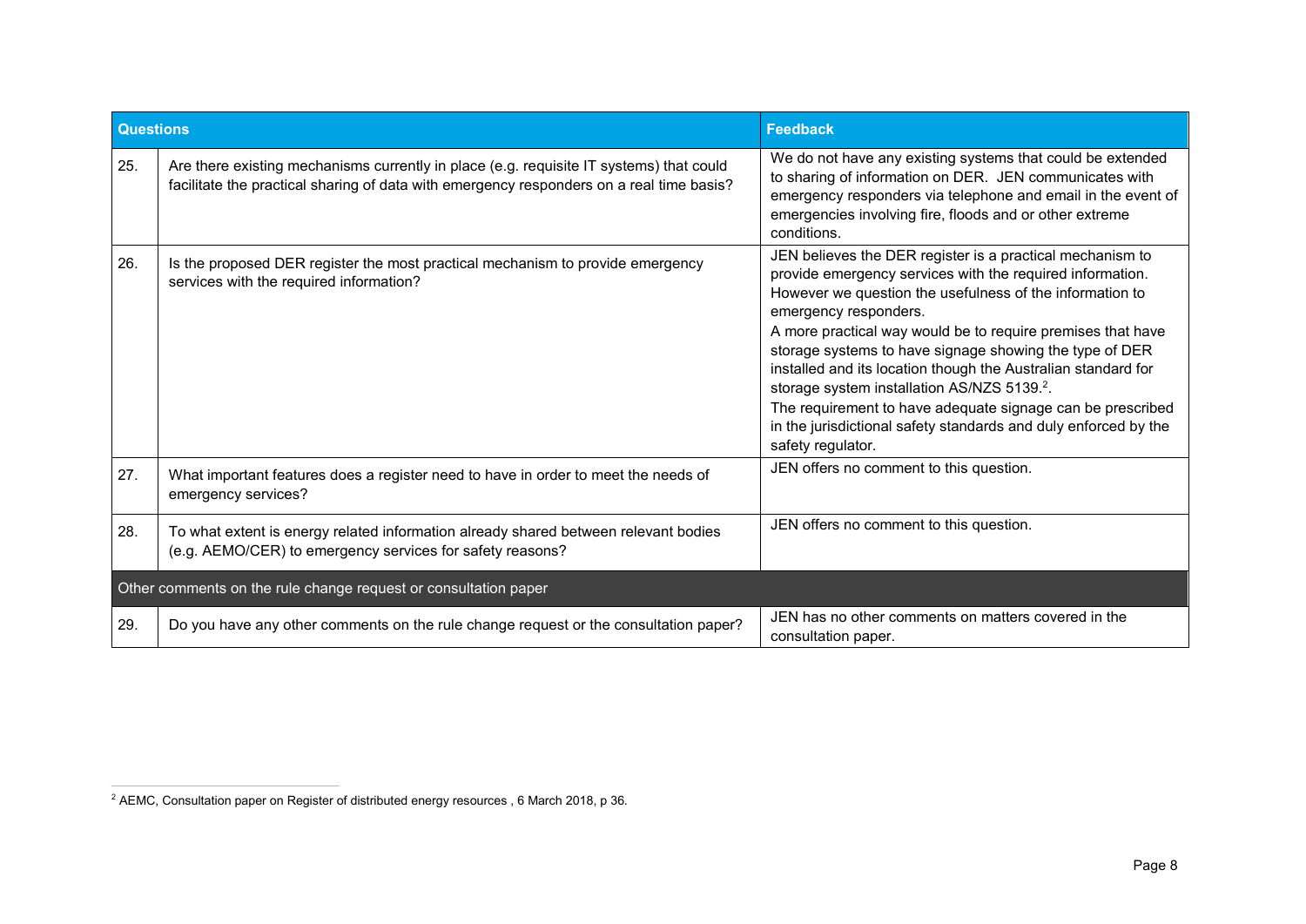| Questions | | Feedback |
|---|---|---|
| 25. | Are there existing mechanisms currently in place (e.g. requisite IT systems) that could facilitate the practical sharing of data with emergency responders on a real time basis? | We do not have any existing systems that could be extended to sharing of information on DER. JEN communicates with emergency responders via telephone and email in the event of emergencies involving fire, floods and or other extreme conditions. |
| 26. | Is the proposed DER register the most practical mechanism to provide emergency services with the required information? | JEN believes the DER register is a practical mechanism to provide emergency services with the required information. However we question the usefulness of the information to emergency responders.<br>A more practical way would be to require premises that have storage systems to have signage showing the type of DER installed and its location though the Australian standard for storage system installation AS/NZS 5139.[2].<br>The requirement to have adequate signage can be prescribed in the jurisdictional safety standards and duly enforced by the safety regulator. |
| 27. | What important features does a register need to have in order to meet the needs of emergency services? | JEN offers no comment to this question. |
| 28. | To what extent is energy related information already shared between relevant bodies (e.g. AEMO/CER) to emergency services for safety reasons? | JEN offers no comment to this question. |
| Other comments on the rule change request or consultation paper | | |
| 29. | Do you have any other comments on the rule change request or the consultation paper? | JEN has no other comments on matters covered in the consultation paper. |

[2] AEMC, Consultation paper on Register of distributed energy resources , 6 March 2018, p 36.